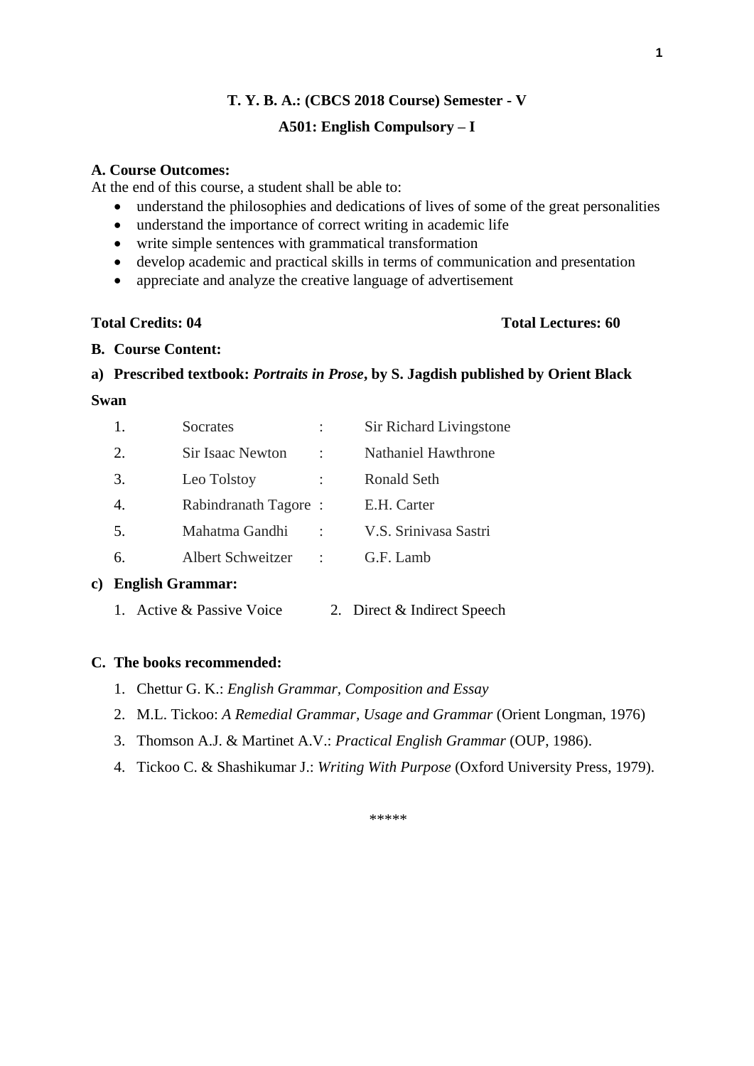# T. Y. B. A.: (CBCS 2018 Course) Semester - V

## A501: English Compulsory – I

**A. Course Outcomes:**

At the end of this course, a student shall be able to:

- understand the philosophies and dedications of lives of some of the great personalities
- understand the importance of correct writing in academic life
- write simple sentences with grammatical transformation
- develop academic and practical skills in terms of communication and presentation
- appreciate and analyze the creative language of advertisement

**Total Credits: 04** **Total Lectures: 60**

**B. Course Content:**

**a) Prescribed textbook: *Portraits in Prose*, by S. Jagdish published by Orient Black Swan**

| | | | |
|---|---|---|---|
| 1. | Socrates | : | Sir Richard Livingstone |
| 2. | Sir Isaac Newton | : | Nathaniel Hawthrone |
| 3. | Leo Tolstoy | : | Ronald Seth |
| 4. | Rabindranath Tagore | : | E.H. Carter |
| 5. | Mahatma Gandhi | : | V.S. Srinivasa Sastri |
| 6. | Albert Schweitzer | : | G.F. Lamb |

**c) English Grammar:**

1. Active & Passive Voice
2. Direct & Indirect Speech

**C. The books recommended:**

1. Chettur G. K.: *English Grammar, Composition and Essay*
2. M.L. Tickoo: *A Remedial Grammar, Usage and Grammar* (Orient Longman, 1976)
3. Thomson A.J. & Martinet A.V.: *Practical English Grammar* (OUP, 1986).
4. Tickoo C. & Shashikumar J.: *Writing With Purpose* (Oxford University Press, 1979).

*****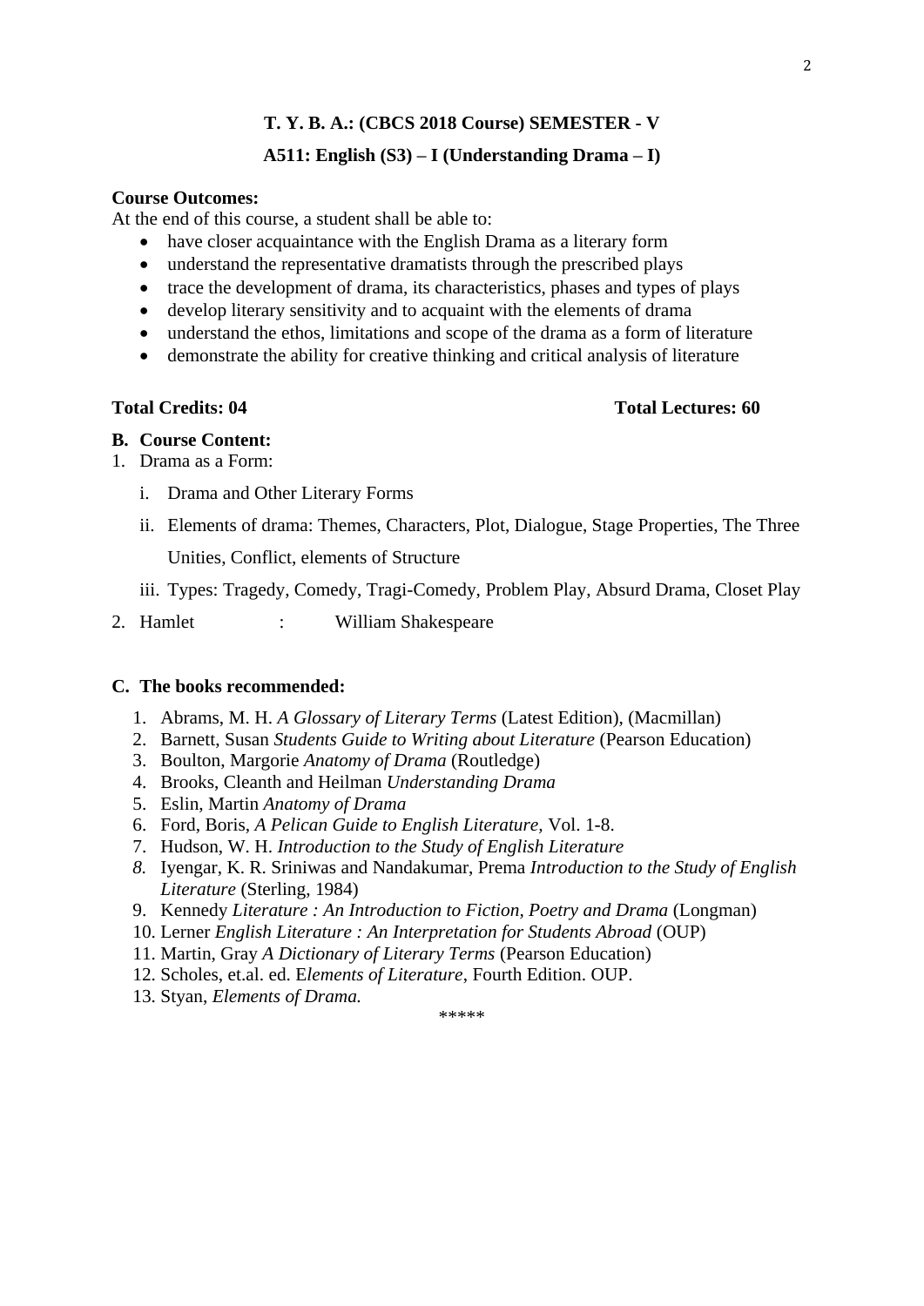**T. Y. B. A.: (CBCS 2018 Course) SEMESTER - V**

**A511: English (S3) – I (Understanding Drama – I)**

**Course Outcomes:**
At the end of this course, a student shall be able to:

- have closer acquaintance with the English Drama as a literary form
- understand the representative dramatists through the prescribed plays
- trace the development of drama, its characteristics, phases and types of plays
- develop literary sensitivity and to acquaint with the elements of drama
- understand the ethos, limitations and scope of the drama as a form of literature
- demonstrate the ability for creative thinking and critical analysis of literature

**Total Credits: 04** **Total Lectures: 60**

**B. Course Content:**

1. Drama as a Form:
   - i. Drama and Other Literary Forms
   - ii. Elements of drama: Themes, Characters, Plot, Dialogue, Stage Properties, The Three Unities, Conflict, elements of Structure
   - iii. Types: Tragedy, Comedy, Tragi-Comedy, Problem Play, Absurd Drama, Closet Play
2. Hamlet : William Shakespeare

**C. The books recommended:**

1. Abrams, M. H. *A Glossary of Literary Terms* (Latest Edition), (Macmillan)
2. Barnett, Susan *Students Guide to Writing about Literature* (Pearson Education)
3. Boulton, Margorie *Anatomy of Drama* (Routledge)
4. Brooks, Cleanth and Heilman *Understanding Drama*
5. Eslin, Martin *Anatomy of Drama*
6. Ford, Boris, *A Pelican Guide to English Literature,* Vol. 1-8.
7. Hudson, W. H. *Introduction to the Study of English Literature*
8. Iyengar, K. R. Sriniwas and Nandakumar, Prema *Introduction to the Study of English Literature* (Sterling, 1984)
9. Kennedy *Literature : An Introduction to Fiction, Poetry and Drama* (Longman)
10. Lerner *English Literature : An Interpretation for Students Abroad* (OUP)
11. Martin, Gray *A Dictionary of Literary Terms* (Pearson Education)
12. Scholes, et.al. ed. E*lements of Literature*, Fourth Edition. OUP.
13. Styan, *Elements of Drama.*

*****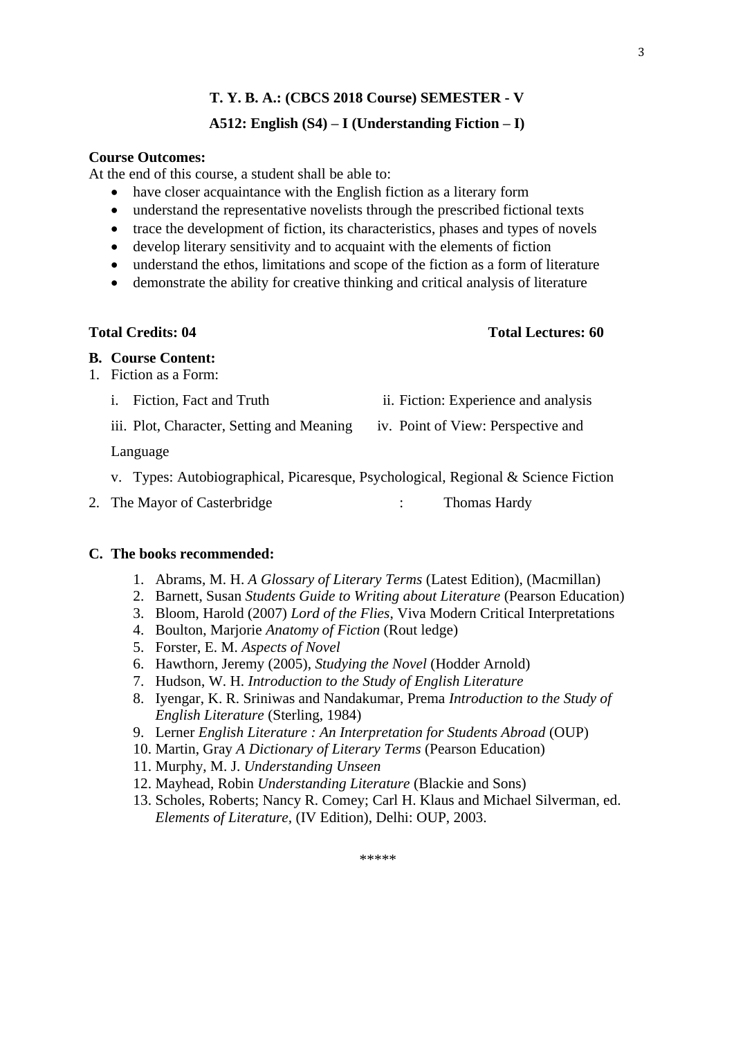**T. Y. B. A.: (CBCS 2018 Course) SEMESTER - V**

**A512: English (S4) – I (Understanding Fiction – I)**

**Course Outcomes:**

At the end of this course, a student shall be able to:

- have closer acquaintance with the English fiction as a literary form
- understand the representative novelists through the prescribed fictional texts
- trace the development of fiction, its characteristics, phases and types of novels
- develop literary sensitivity and to acquaint with the elements of fiction
- understand the ethos, limitations and scope of the fiction as a form of literature
- demonstrate the ability for creative thinking and critical analysis of literature

**Total Credits: 04** **Total Lectures: 60**

**B. Course Content:**

1. Fiction as a Form:
   - i. Fiction, Fact and Truth
   - ii. Fiction: Experience and analysis
   - iii. Plot, Character, Setting and Meaning
   - iv. Point of View: Perspective and Language
   - v. Types: Autobiographical, Picaresque, Psychological, Regional & Science Fiction
2. The Mayor of Casterbridge : Thomas Hardy

**C. The books recommended:**

1. Abrams, M. H. *A Glossary of Literary Terms* (Latest Edition), (Macmillan)
2. Barnett, Susan *Students Guide to Writing about Literature* (Pearson Education)
3. Bloom, Harold (2007) *Lord of the Flies*, Viva Modern Critical Interpretations
4. Boulton, Marjorie *Anatomy of Fiction* (Rout ledge)
5. Forster, E. M. *Aspects of Novel*
6. Hawthorn, Jeremy (2005), *Studying the Novel* (Hodder Arnold)
7. Hudson, W. H. *Introduction to the Study of English Literature*
8. Iyengar, K. R. Sriniwas and Nandakumar, Prema *Introduction to the Study of English Literature* (Sterling, 1984)
9. Lerner *English Literature : An Interpretation for Students Abroad* (OUP)
10. Martin, Gray *A Dictionary of Literary Terms* (Pearson Education)
11. Murphy, M. J. *Understanding Unseen*
12. Mayhead, Robin *Understanding Literature* (Blackie and Sons)
13. Scholes, Roberts; Nancy R. Comey; Carl H. Klaus and Michael Silverman, ed. *Elements of Literature*, (IV Edition), Delhi: OUP, 2003.

\*\*\*\*\*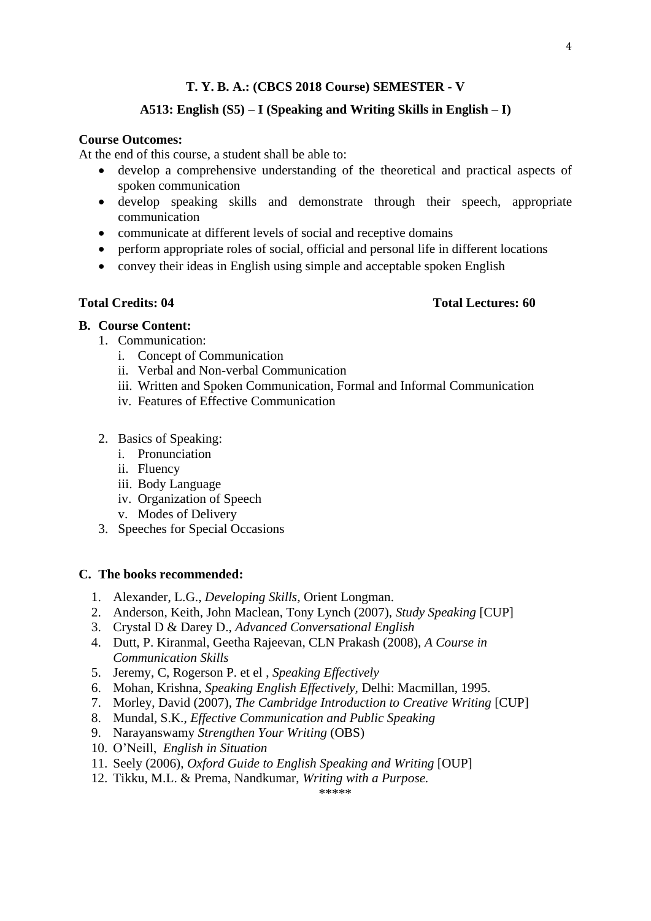**T. Y. B. A.: (CBCS 2018 Course) SEMESTER - V**

**A513: English (S5) – I (Speaking and Writing Skills in English – I)**

**Course Outcomes:**
At the end of this course, a student shall be able to:

- develop a comprehensive understanding of the theoretical and practical aspects of spoken communication
- develop speaking skills and demonstrate through their speech, appropriate communication
- communicate at different levels of social and receptive domains
- perform appropriate roles of social, official and personal life in different locations
- convey their ideas in English using simple and acceptable spoken English

**Total Credits: 04** **Total Lectures: 60**

**B. Course Content:**

1. Communication:
   - i. Concept of Communication
   - ii. Verbal and Non-verbal Communication
   - iii. Written and Spoken Communication, Formal and Informal Communication
   - iv. Features of Effective Communication

2. Basics of Speaking:
   - i. Pronunciation
   - ii. Fluency
   - iii. Body Language
   - iv. Organization of Speech
   - v. Modes of Delivery
3. Speeches for Special Occasions

**C. The books recommended:**

1. Alexander, L.G., *Developing Skills*, Orient Longman.
2. Anderson, Keith, John Maclean, Tony Lynch (2007), *Study Speaking* [CUP]
3. Crystal D & Darey D., *Advanced Conversational English*
4. Dutt, P. Kiranmal, Geetha Rajeevan, CLN Prakash (2008), *A Course in Communication Skills*
5. Jeremy, C, Rogerson P. et el , *Speaking Effectively*
6. Mohan, Krishna, *Speaking English Effectively*, Delhi: Macmillan, 1995.
7. Morley, David (2007), *The Cambridge Introduction to Creative Writing* [CUP]
8. Mundal, S.K., *Effective Communication and Public Speaking*
9. Narayanswamy *Strengthen Your Writing* (OBS)
10. O'Neill, *English in Situation*
11. Seely (2006), *Oxford Guide to English Speaking and Writing* [OUP]
12. Tikku, M.L. & Prema, Nandkumar, *Writing with a Purpose.*

*****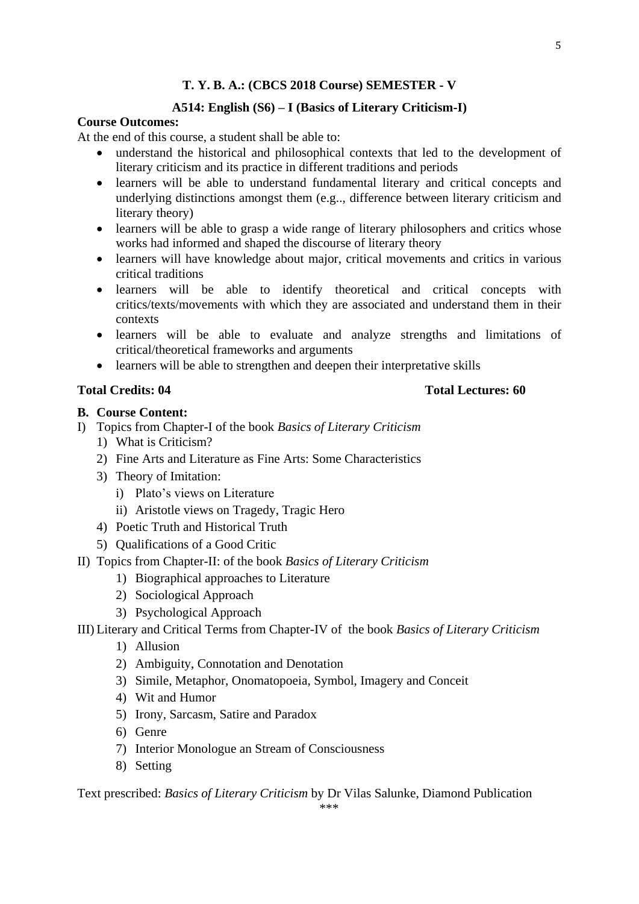**T. Y. B. A.: (CBCS 2018 Course) SEMESTER - V**

**A514: English (S6) – I (Basics of Literary Criticism-I)**

**Course Outcomes:**

At the end of this course, a student shall be able to:

- understand the historical and philosophical contexts that led to the development of literary criticism and its practice in different traditions and periods
- learners will be able to understand fundamental literary and critical concepts and underlying distinctions amongst them (e.g.., difference between literary criticism and literary theory)
- learners will be able to grasp a wide range of literary philosophers and critics whose works had informed and shaped the discourse of literary theory
- learners will have knowledge about major, critical movements and critics in various critical traditions
- learners will be able to identify theoretical and critical concepts with critics/texts/movements with which they are associated and understand them in their contexts
- learners will be able to evaluate and analyze strengths and limitations of critical/theoretical frameworks and arguments
- learners will be able to strengthen and deepen their interpretative skills

**Total Credits: 04** **Total Lectures: 60**

**B. Course Content:**

I) Topics from Chapter-I of the book *Basics of Literary Criticism*
   1) What is Criticism?
   2) Fine Arts and Literature as Fine Arts: Some Characteristics
   3) Theory of Imitation:
      i) Plato's views on Literature
      ii) Aristotle views on Tragedy, Tragic Hero
   4) Poetic Truth and Historical Truth
   5) Qualifications of a Good Critic

II) Topics from Chapter-II: of the book *Basics of Literary Criticism*
   1) Biographical approaches to Literature
   2) Sociological Approach
   3) Psychological Approach

III) Literary and Critical Terms from Chapter-IV of the book *Basics of Literary Criticism*
   1) Allusion
   2) Ambiguity, Connotation and Denotation
   3) Simile, Metaphor, Onomatopoeia, Symbol, Imagery and Conceit
   4) Wit and Humor
   5) Irony, Sarcasm, Satire and Paradox
   6) Genre
   7) Interior Monologue an Stream of Consciousness
   8) Setting

Text prescribed: *Basics of Literary Criticism* by Dr Vilas Salunke, Diamond Publication

***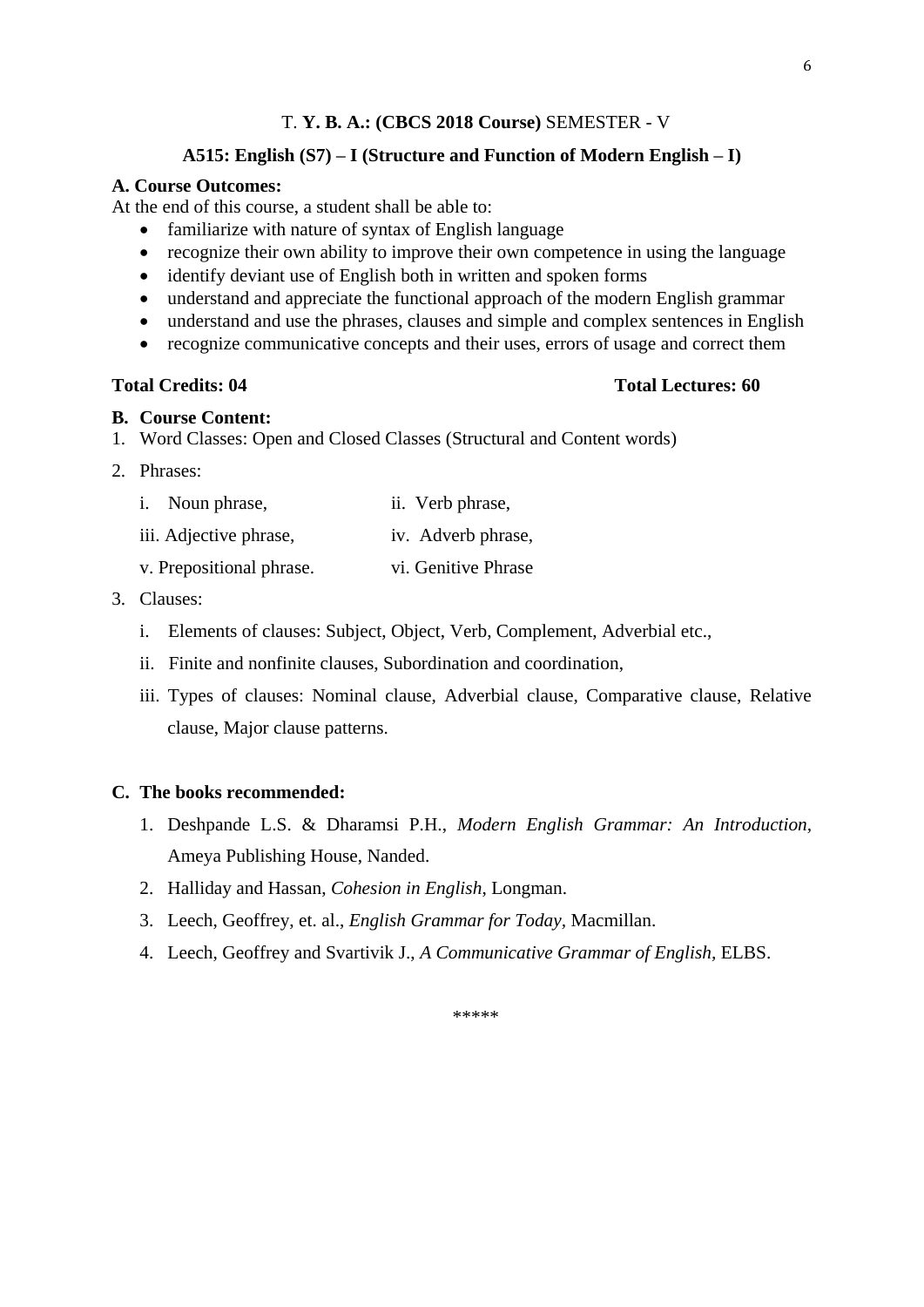## T. **Y. B. A.: (CBCS 2018 Course)** SEMESTER - V

### A515: English (S7) – I (Structure and Function of Modern English – I)

**A. Course Outcomes:**

At the end of this course, a student shall be able to:

- familiarize with nature of syntax of English language
- recognize their own ability to improve their own competence in using the language
- identify deviant use of English both in written and spoken forms
- understand and appreciate the functional approach of the modern English grammar
- understand and use the phrases, clauses and simple and complex sentences in English
- recognize communicative concepts and their uses, errors of usage and correct them

**Total Credits: 04** **Total Lectures: 60**

**B. Course Content:**

1. Word Classes: Open and Closed Classes (Structural and Content words)
2. Phrases:

   i. Noun phrase, ii. Verb phrase,

   iii. Adjective phrase, iv. Adverb phrase,

   v. Prepositional phrase. vi. Genitive Phrase

3. Clauses:

   i. Elements of clauses: Subject, Object, Verb, Complement, Adverbial etc.,

   ii. Finite and nonfinite clauses, Subordination and coordination,

   iii. Types of clauses: Nominal clause, Adverbial clause, Comparative clause, Relative clause, Major clause patterns.

**C. The books recommended:**

1. Deshpande L.S. & Dharamsi P.H., *Modern English Grammar: An Introduction*, Ameya Publishing House, Nanded.
2. Halliday and Hassan, *Cohesion in English*, Longman.
3. Leech, Geoffrey, et. al., *English Grammar for Today*, Macmillan.
4. Leech, Geoffrey and Svartivik J., *A Communicative Grammar of English*, ELBS.

*****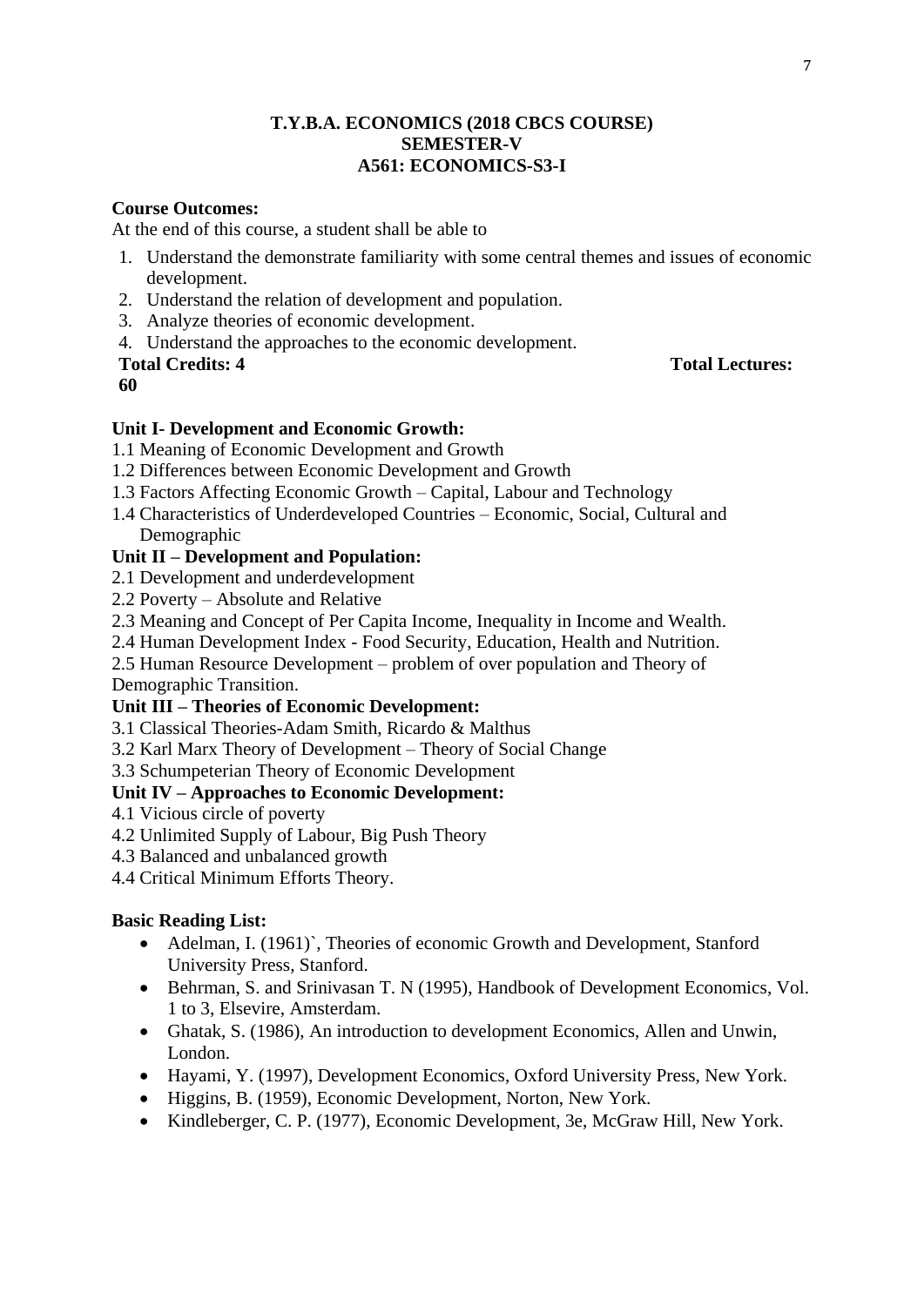**T.Y.B.A. ECONOMICS (2018 CBCS COURSE)**
**SEMESTER-V**
**A561: ECONOMICS-S3-I**

**Course Outcomes:**

At the end of this course, a student shall be able to

1. Understand the demonstrate familiarity with some central themes and issues of economic development.
2. Understand the relation of development and population.
3. Analyze theories of economic development.
4. Understand the approaches to the economic development.

**Total Credits: 4** **Total Lectures: 60**

**Unit I- Development and Economic Growth:**

1.1 Meaning of Economic Development and Growth
1.2 Differences between Economic Development and Growth
1.3 Factors Affecting Economic Growth – Capital, Labour and Technology
1.4 Characteristics of Underdeveloped Countries – Economic, Social, Cultural and Demographic

**Unit II – Development and Population:**

2.1 Development and underdevelopment
2.2 Poverty – Absolute and Relative
2.3 Meaning and Concept of Per Capita Income, Inequality in Income and Wealth.
2.4 Human Development Index - Food Security, Education, Health and Nutrition.
2.5 Human Resource Development – problem of over population and Theory of Demographic Transition.

**Unit III – Theories of Economic Development:**

3.1 Classical Theories-Adam Smith, Ricardo & Malthus
3.2 Karl Marx Theory of Development – Theory of Social Change
3.3 Schumpeterian Theory of Economic Development

**Unit IV – Approaches to Economic Development:**

4.1 Vicious circle of poverty
4.2 Unlimited Supply of Labour, Big Push Theory
4.3 Balanced and unbalanced growth
4.4 Critical Minimum Efforts Theory.

**Basic Reading List:**

- Adelman, I. (1961)`, Theories of economic Growth and Development, Stanford University Press, Stanford.
- Behrman, S. and Srinivasan T. N (1995), Handbook of Development Economics, Vol. 1 to 3, Elsevire, Amsterdam.
- Ghatak, S. (1986), An introduction to development Economics, Allen and Unwin, London.
- Hayami, Y. (1997), Development Economics, Oxford University Press, New York.
- Higgins, B. (1959), Economic Development, Norton, New York.
- Kindleberger, C. P. (1977), Economic Development, 3e, McGraw Hill, New York.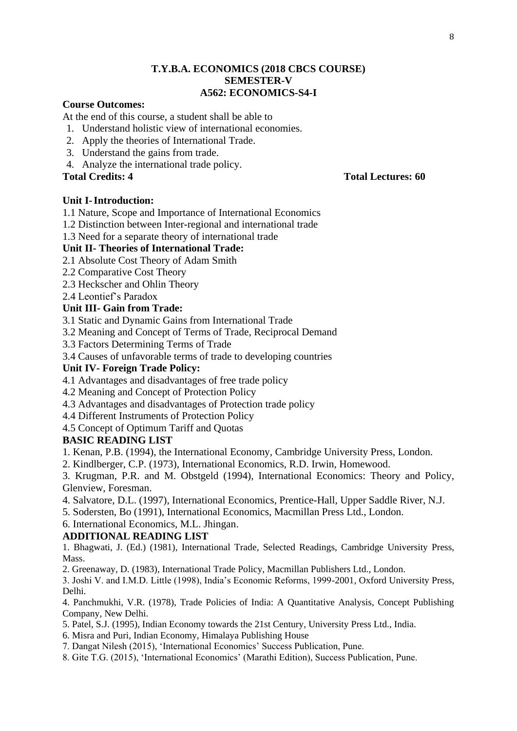# T.Y.B.A. ECONOMICS (2018 CBCS COURSE)
## SEMESTER-V
## A562: ECONOMICS-S4-I

**Course Outcomes:**

At the end of this course, a student shall be able to

1. Understand holistic view of international economies.
2. Apply the theories of International Trade.
3. Understand the gains from trade.
4. Analyze the international trade policy.

**Total Credits: 4** **Total Lectures: 60**

**Unit I- Introduction:**

1.1 Nature, Scope and Importance of International Economics

1.2 Distinction between Inter-regional and international trade

1.3 Need for a separate theory of international trade

**Unit II- Theories of International Trade:**

2.1 Absolute Cost Theory of Adam Smith

2.2 Comparative Cost Theory

2.3 Heckscher and Ohlin Theory

2.4 Leontief's Paradox

**Unit III- Gain from Trade:**

3.1 Static and Dynamic Gains from International Trade

3.2 Meaning and Concept of Terms of Trade, Reciprocal Demand

3.3 Factors Determining Terms of Trade

3.4 Causes of unfavorable terms of trade to developing countries

**Unit IV- Foreign Trade Policy:**

4.1 Advantages and disadvantages of free trade policy

4.2 Meaning and Concept of Protection Policy

4.3 Advantages and disadvantages of Protection trade policy

4.4 Different Instruments of Protection Policy

4.5 Concept of Optimum Tariff and Quotas

**BASIC READING LIST**

1. Kenan, P.B. (1994), the International Economy, Cambridge University Press, London.
2. Kindlberger, C.P. (1973), International Economics, R.D. Irwin, Homewood.
3. Krugman, P.R. and M. Obstgeld (1994), International Economics: Theory and Policy, Glenview, Foresman.
4. Salvatore, D.L. (1997), International Economics, Prentice-Hall, Upper Saddle River, N.J.
5. Sodersten, Bo (1991), International Economics, Macmillan Press Ltd., London.
6. International Economics, M.L. Jhingan.

**ADDITIONAL READING LIST**

1. Bhagwati, J. (Ed.) (1981), International Trade, Selected Readings, Cambridge University Press, Mass.
2. Greenaway, D. (1983), International Trade Policy, Macmillan Publishers Ltd., London.
3. Joshi V. and I.M.D. Little (1998), India's Economic Reforms, 1999-2001, Oxford University Press, Delhi.
4. Panchmukhi, V.R. (1978), Trade Policies of India: A Quantitative Analysis, Concept Publishing Company, New Delhi.
5. Patel, S.J. (1995), Indian Economy towards the 21st Century, University Press Ltd., India.
6. Misra and Puri, Indian Economy, Himalaya Publishing House
7. Dangat Nilesh (2015), 'International Economics' Success Publication, Pune.
8. Gite T.G. (2015), 'International Economics' (Marathi Edition), Success Publication, Pune.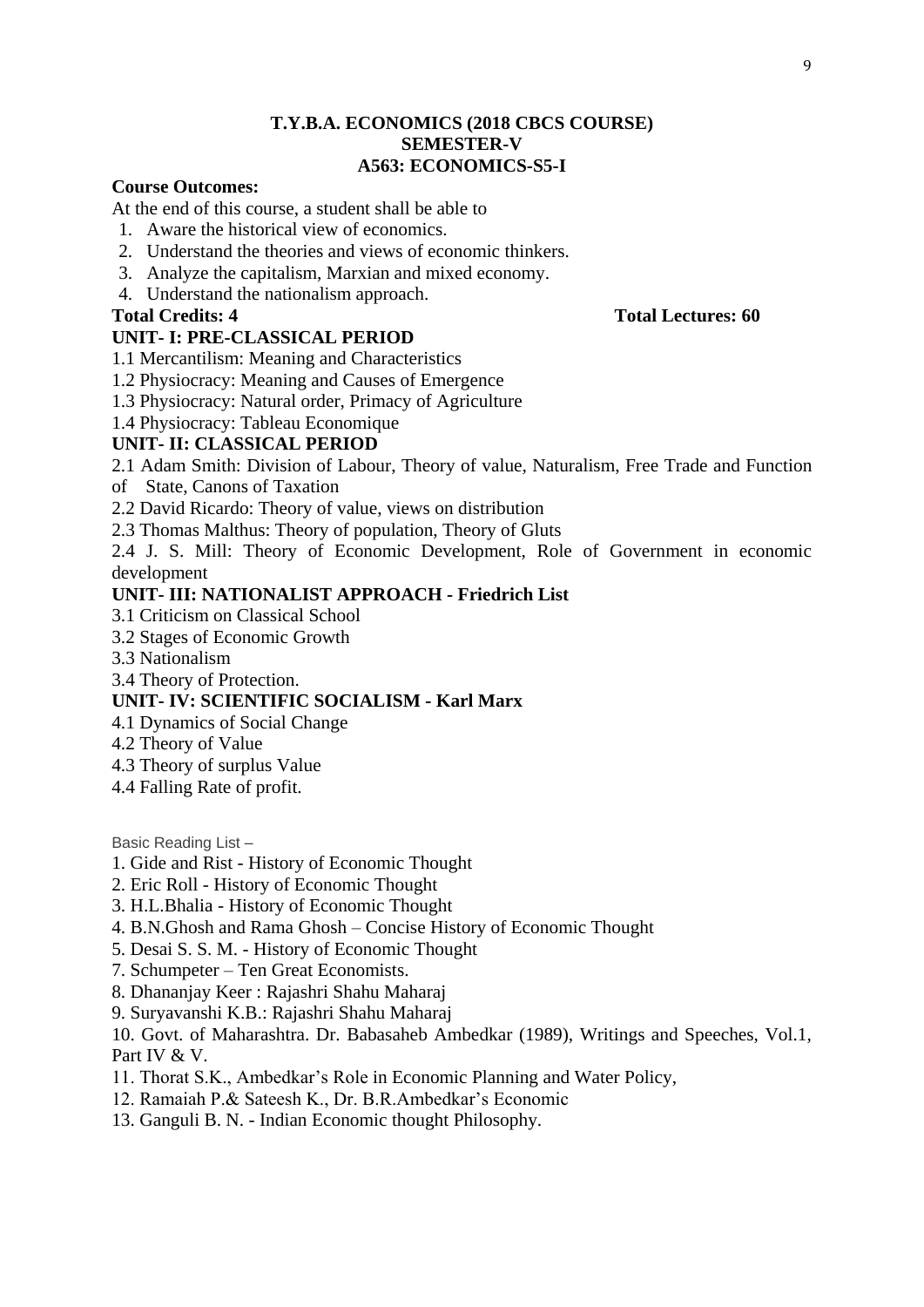**T.Y.B.A. ECONOMICS (2018 CBCS COURSE)**
**SEMESTER-V**
**A563: ECONOMICS-S5-I**

**Course Outcomes:**

At the end of this course, a student shall be able to

1. Aware the historical view of economics.
2. Understand the theories and views of economic thinkers.
3. Analyze the capitalism, Marxian and mixed economy.
4. Understand the nationalism approach.

**Total Credits: 4** **Total Lectures: 60**

**UNIT- I: PRE-CLASSICAL PERIOD**

1.1 Mercantilism: Meaning and Characteristics
1.2 Physiocracy: Meaning and Causes of Emergence
1.3 Physiocracy: Natural order, Primacy of Agriculture
1.4 Physiocracy: Tableau Economique

**UNIT- II: CLASSICAL PERIOD**

2.1 Adam Smith: Division of Labour, Theory of value, Naturalism, Free Trade and Function of State, Canons of Taxation
2.2 David Ricardo: Theory of value, views on distribution
2.3 Thomas Malthus: Theory of population, Theory of Gluts
2.4 J. S. Mill: Theory of Economic Development, Role of Government in economic development

**UNIT- III: NATIONALIST APPROACH - Friedrich List**

3.1 Criticism on Classical School
3.2 Stages of Economic Growth
3.3 Nationalism
3.4 Theory of Protection.

**UNIT- IV: SCIENTIFIC SOCIALISM - Karl Marx**

4.1 Dynamics of Social Change
4.2 Theory of Value
4.3 Theory of surplus Value
4.4 Falling Rate of profit.

Basic Reading List –

1. Gide and Rist - History of Economic Thought
2. Eric Roll - History of Economic Thought
3. H.L.Bhalia - History of Economic Thought
4. B.N.Ghosh and Rama Ghosh – Concise History of Economic Thought
5. Desai S. S. M. - History of Economic Thought
7. Schumpeter – Ten Great Economists.
8. Dhananjay Keer : Rajashri Shahu Maharaj
9. Suryavanshi K.B.: Rajashri Shahu Maharaj
10. Govt. of Maharashtra. Dr. Babasaheb Ambedkar (1989), Writings and Speeches, Vol.1, Part IV & V.
11. Thorat S.K., Ambedkar's Role in Economic Planning and Water Policy,
12. Ramaiah P.& Sateesh K., Dr. B.R.Ambedkar's Economic
13. Ganguli B. N. - Indian Economic thought Philosophy.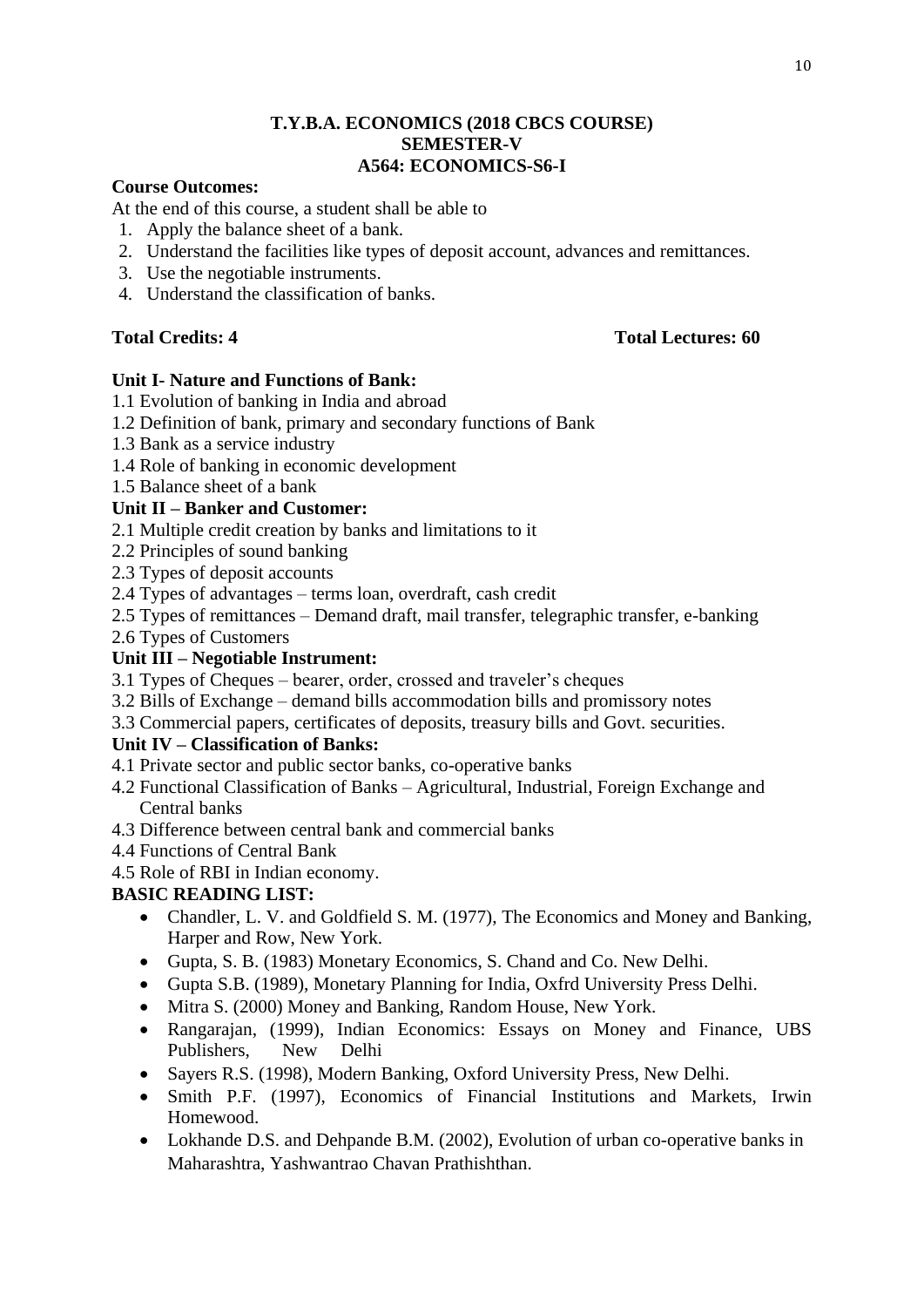# T.Y.B.A. ECONOMICS (2018 CBCS COURSE)
## SEMESTER-V
## A564: ECONOMICS-S6-I

**Course Outcomes:**

At the end of this course, a student shall be able to

1. Apply the balance sheet of a bank.
2. Understand the facilities like types of deposit account, advances and remittances.
3. Use the negotiable instruments.
4. Understand the classification of banks.

**Total Credits: 4** **Total Lectures: 60**

**Unit I- Nature and Functions of Bank:**

1.1 Evolution of banking in India and abroad
1.2 Definition of bank, primary and secondary functions of Bank
1.3 Bank as a service industry
1.4 Role of banking in economic development
1.5 Balance sheet of a bank

**Unit II – Banker and Customer:**

2.1 Multiple credit creation by banks and limitations to it
2.2 Principles of sound banking
2.3 Types of deposit accounts
2.4 Types of advantages – terms loan, overdraft, cash credit
2.5 Types of remittances – Demand draft, mail transfer, telegraphic transfer, e-banking
2.6 Types of Customers

**Unit III – Negotiable Instrument:**

3.1 Types of Cheques – bearer, order, crossed and traveler's cheques
3.2 Bills of Exchange – demand bills accommodation bills and promissory notes
3.3 Commercial papers, certificates of deposits, treasury bills and Govt. securities.

**Unit IV – Classification of Banks:**

4.1 Private sector and public sector banks, co-operative banks
4.2 Functional Classification of Banks – Agricultural, Industrial, Foreign Exchange and Central banks
4.3 Difference between central bank and commercial banks
4.4 Functions of Central Bank
4.5 Role of RBI in Indian economy.

**BASIC READING LIST:**

- Chandler, L. V. and Goldfield S. M. (1977), The Economics and Money and Banking, Harper and Row, New York.
- Gupta, S. B. (1983) Monetary Economics, S. Chand and Co. New Delhi.
- Gupta S.B. (1989), Monetary Planning for India, Oxfrd University Press Delhi.
- Mitra S. (2000) Money and Banking, Random House, New York.
- Rangarajan, (1999), Indian Economics: Essays on Money and Finance, UBS Publishers, New Delhi
- Sayers R.S. (1998), Modern Banking, Oxford University Press, New Delhi.
- Smith P.F. (1997), Economics of Financial Institutions and Markets, Irwin Homewood.
- Lokhande D.S. and Dehpande B.M. (2002), Evolution of urban co-operative banks in Maharashtra, Yashwantrao Chavan Prathishthan.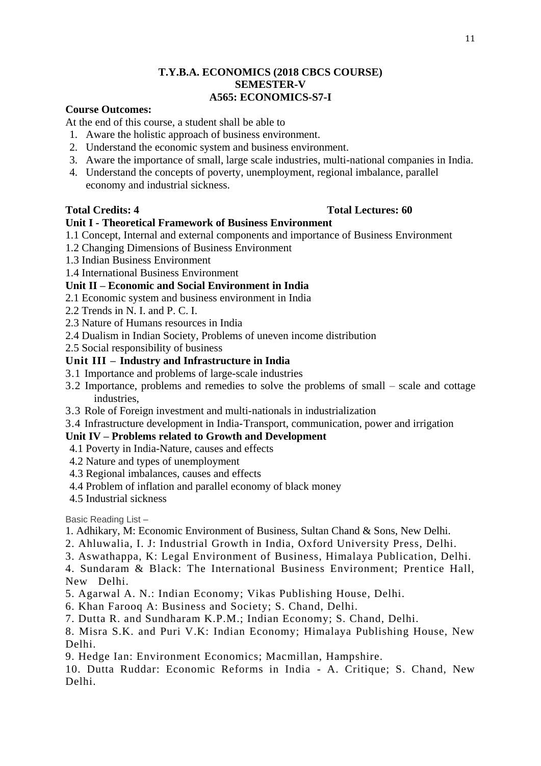**T.Y.B.A. ECONOMICS (2018 CBCS COURSE)**
**SEMESTER-V**
**A565: ECONOMICS-S7-I**

**Course Outcomes:**

At the end of this course, a student shall be able to

1. Aware the holistic approach of business environment.
2. Understand the economic system and business environment.
3. Aware the importance of small, large scale industries, multi-national companies in India.
4. Understand the concepts of poverty, unemployment, regional imbalance, parallel economy and industrial sickness.

**Total Credits: 4** **Total Lectures: 60**

**Unit I - Theoretical Framework of Business Environment**

1.1 Concept, Internal and external components and importance of Business Environment
1.2 Changing Dimensions of Business Environment
1.3 Indian Business Environment
1.4 International Business Environment

**Unit II – Economic and Social Environment in India**

2.1 Economic system and business environment in India
2.2 Trends in N. I. and P. C. I.
2.3 Nature of Humans resources in India
2.4 Dualism in Indian Society, Problems of uneven income distribution
2.5 Social responsibility of business

**Unit III – Industry and Infrastructure in India**

3.1 Importance and problems of large-scale industries
3.2 Importance, problems and remedies to solve the problems of small – scale and cottage industries,
3.3 Role of Foreign investment and multi-nationals in industrialization
3.4 Infrastructure development in India-Transport, communication, power and irrigation

**Unit IV – Problems related to Growth and Development**

4.1 Poverty in India-Nature, causes and effects
4.2 Nature and types of unemployment
4.3 Regional imbalances, causes and effects
4.4 Problem of inflation and parallel economy of black money
4.5 Industrial sickness

Basic Reading List –

1. Adhikary, M: Economic Environment of Business, Sultan Chand & Sons, New Delhi.
2. Ahluwalia, I. J: Industrial Growth in India, Oxford University Press, Delhi.
3. Aswathappa, K: Legal Environment of Business, Himalaya Publication, Delhi.
4. Sundaram & Black: The International Business Environment; Prentice Hall, New Delhi.
5. Agarwal A. N.: Indian Economy; Vikas Publishing House, Delhi.
6. Khan Farooq A: Business and Society; S. Chand, Delhi.
7. Dutta R. and Sundharam K.P.M.; Indian Economy; S. Chand, Delhi.
8. Misra S.K. and Puri V.K: Indian Economy; Himalaya Publishing House, New Delhi.
9. Hedge Ian: Environment Economics; Macmillan, Hampshire.
10. Dutta Ruddar: Economic Reforms in India - A. Critique; S. Chand, New Delhi.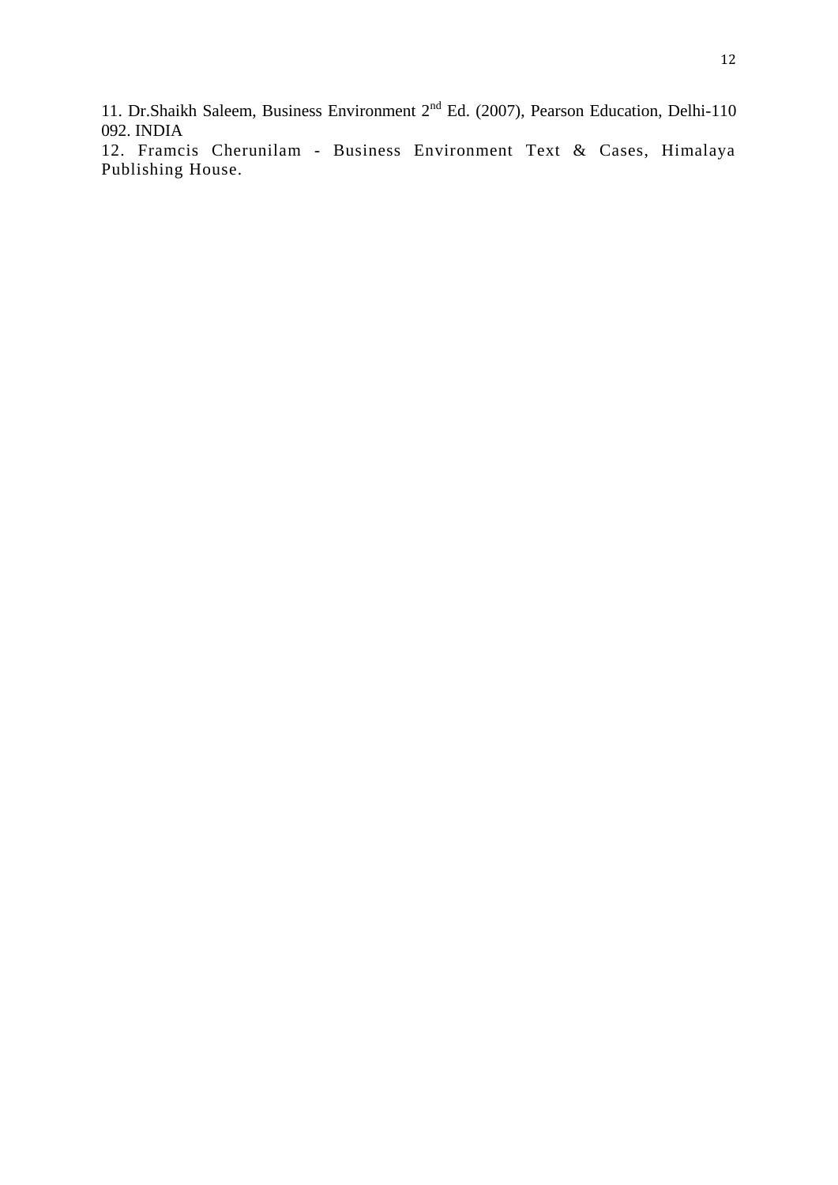11. Dr.Shaikh Saleem, Business Environment 2nd Ed. (2007), Pearson Education, Delhi-110 092. INDIA

12. Framcis Cherunilam - Business Environment Text & Cases, Himalaya Publishing House.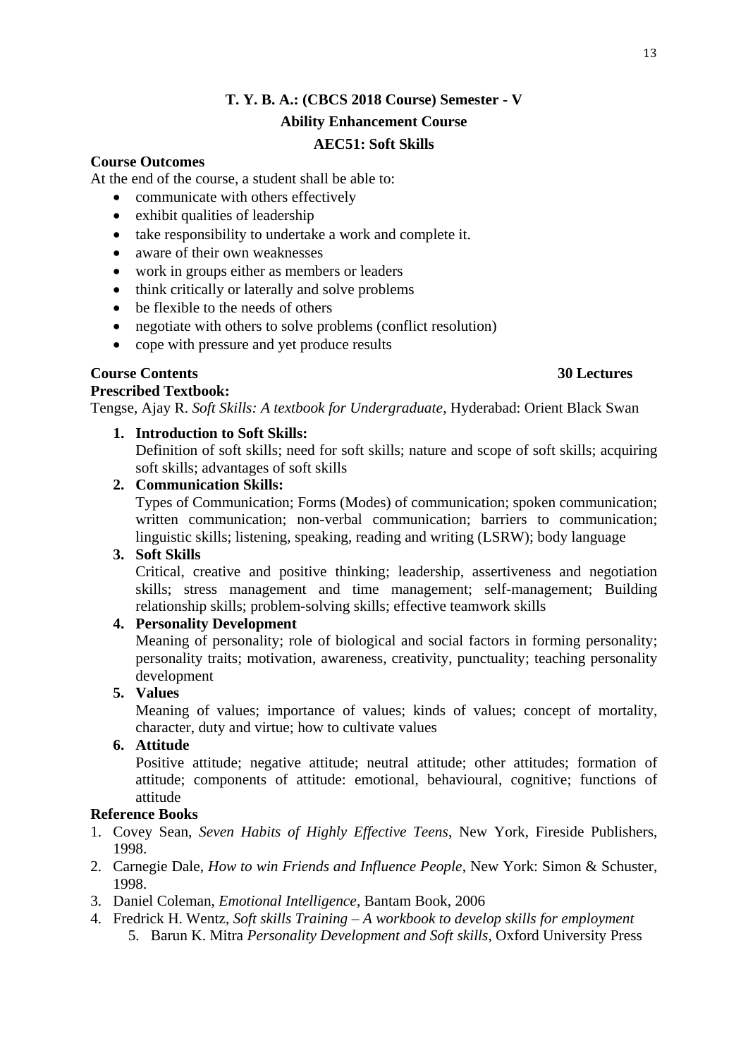**T. Y. B. A.: (CBCS 2018 Course) Semester - V**

**Ability Enhancement Course**

**AEC51: Soft Skills**

**Course Outcomes**

At the end of the course, a student shall be able to:

- communicate with others effectively
- exhibit qualities of leadership
- take responsibility to undertake a work and complete it.
- aware of their own weaknesses
- work in groups either as members or leaders
- think critically or laterally and solve problems
- be flexible to the needs of others
- negotiate with others to solve problems (conflict resolution)
- cope with pressure and yet produce results

**Course Contents** **30 Lectures**

**Prescribed Textbook:**

Tengse, Ajay R. *Soft Skills: A textbook for Undergraduate*, Hyderabad: Orient Black Swan

1. **Introduction to Soft Skills:**
   Definition of soft skills; need for soft skills; nature and scope of soft skills; acquiring soft skills; advantages of soft skills
2. **Communication Skills:**
   Types of Communication; Forms (Modes) of communication; spoken communication; written communication; non-verbal communication; barriers to communication; linguistic skills; listening, speaking, reading and writing (LSRW); body language
3. **Soft Skills**
   Critical, creative and positive thinking; leadership, assertiveness and negotiation skills; stress management and time management; self-management; Building relationship skills; problem-solving skills; effective teamwork skills
4. **Personality Development**
   Meaning of personality; role of biological and social factors in forming personality; personality traits; motivation, awareness, creativity, punctuality; teaching personality development
5. **Values**
   Meaning of values; importance of values; kinds of values; concept of mortality, character, duty and virtue; how to cultivate values
6. **Attitude**
   Positive attitude; negative attitude; neutral attitude; other attitudes; formation of attitude; components of attitude: emotional, behavioural, cognitive; functions of attitude

**Reference Books**

1. Covey Sean, *Seven Habits of Highly Effective Teens*, New York, Fireside Publishers, 1998.
2. Carnegie Dale, *How to win Friends and Influence People*, New York: Simon & Schuster, 1998.
3. Daniel Coleman, *Emotional Intelligence*, Bantam Book, 2006
4. Fredrick H. Wentz, *Soft skills Training – A workbook to develop skills for employment*
5. Barun K. Mitra *Personality Development and Soft skills*, Oxford University Press